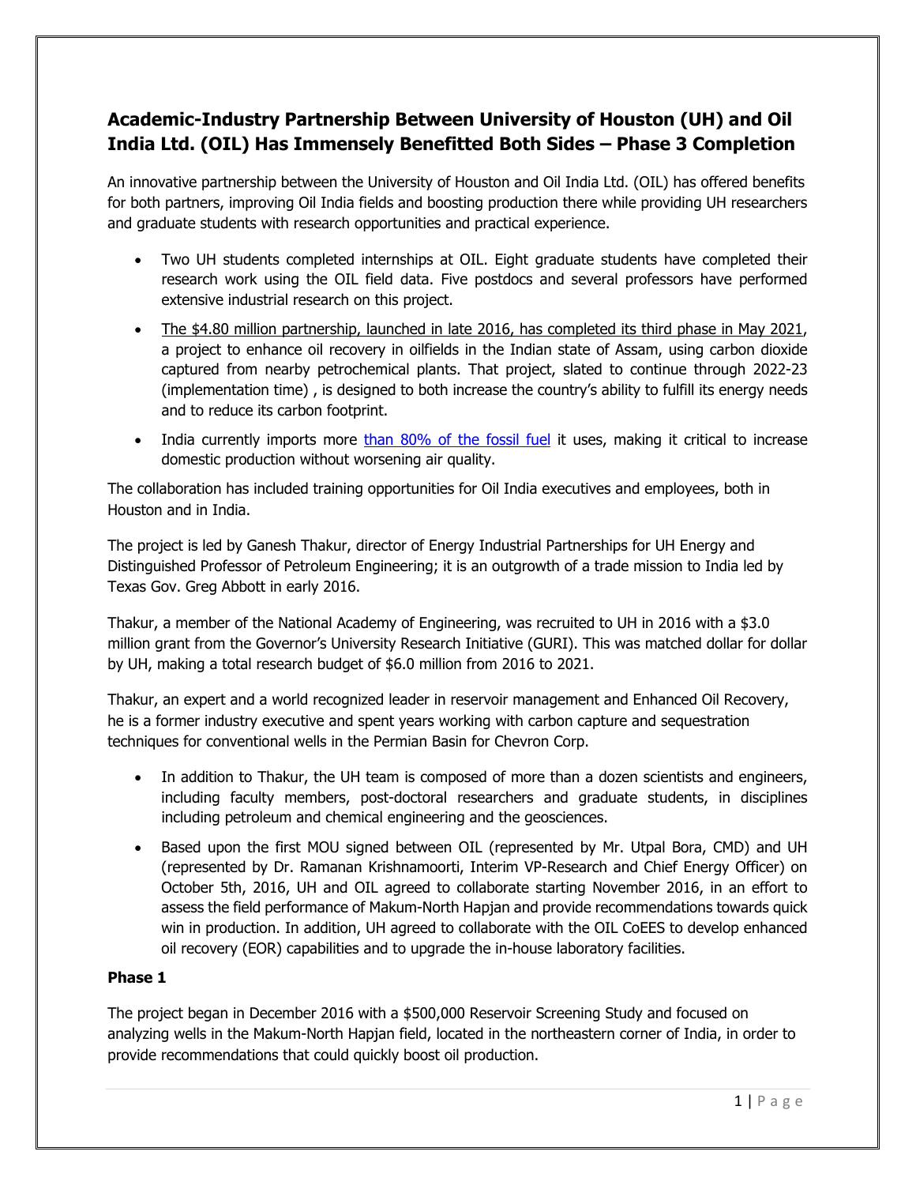## Academic-Industry Partnership Between University of Houston (UH) and Oil India Ltd. (OIL) Has Immensely Benefitted Both Sides – Phase 3 Completion

An innovative partnership between the University of Houston and Oil India Ltd. (OIL) has offered benefits for both partners, improving Oil India fields and boosting production there while providing UH researchers and graduate students with research opportunities and practical experience.

- Two UH students completed internships at OIL. Eight graduate students have completed their research work using the OIL field data. Five postdocs and several professors have performed extensive industrial research on this project.
- The $4.80 million partnership, launched in late 2016, has completed its third phase in May 2021, a project to enhance oil recovery in oilfields in the Indian state of Assam, using carbon dioxide captured from nearby petrochemical plants. That project, slated to continue through 2022-23 (implementation time) , is designed to both increase the country's ability to fulfill its energy needs and to reduce its carbon footprint.
- India currently imports more than 80% of the fossil fuel it uses, making it critical to increase domestic production without worsening air quality.

The collaboration has included training opportunities for Oil India executives and employees, both in Houston and in India.

The project is led by Ganesh Thakur, director of Energy Industrial Partnerships for UH Energy and Distinguished Professor of Petroleum Engineering; it is an outgrowth of a trade mission to India led by Texas Gov. Greg Abbott in early 2016.

Thakur, a member of the National Academy of Engineering, was recruited to UH in 2016 with a $3.0 million grant from the Governor's University Research Initiative (GURI). This was matched dollar for dollar by UH, making a total research budget of $6.0 million from 2016 to 2021.

Thakur, an expert and a world recognized leader in reservoir management and Enhanced Oil Recovery, he is a former industry executive and spent years working with carbon capture and sequestration techniques for conventional wells in the Permian Basin for Chevron Corp.

- In addition to Thakur, the UH team is composed of more than a dozen scientists and engineers, including faculty members, post-doctoral researchers and graduate students, in disciplines including petroleum and chemical engineering and the geosciences.
- Based upon the first MOU signed between OIL (represented by Mr. Utpal Bora, CMD) and UH (represented by Dr. Ramanan Krishnamoorti, Interim VP-Research and Chief Energy Officer) on October 5th, 2016, UH and OIL agreed to collaborate starting November 2016, in an effort to assess the field performance of Makum-North Hapjan and provide recommendations towards quick win in production. In addition, UH agreed to collaborate with the OIL CoEES to develop enhanced oil recovery (EOR) capabilities and to upgrade the in-house laboratory facilities.

**Phase 1**

The project began in December 2016 with a $500,000 Reservoir Screening Study and focused on analyzing wells in the Makum-North Hapjan field, located in the northeastern corner of India, in order to provide recommendations that could quickly boost oil production.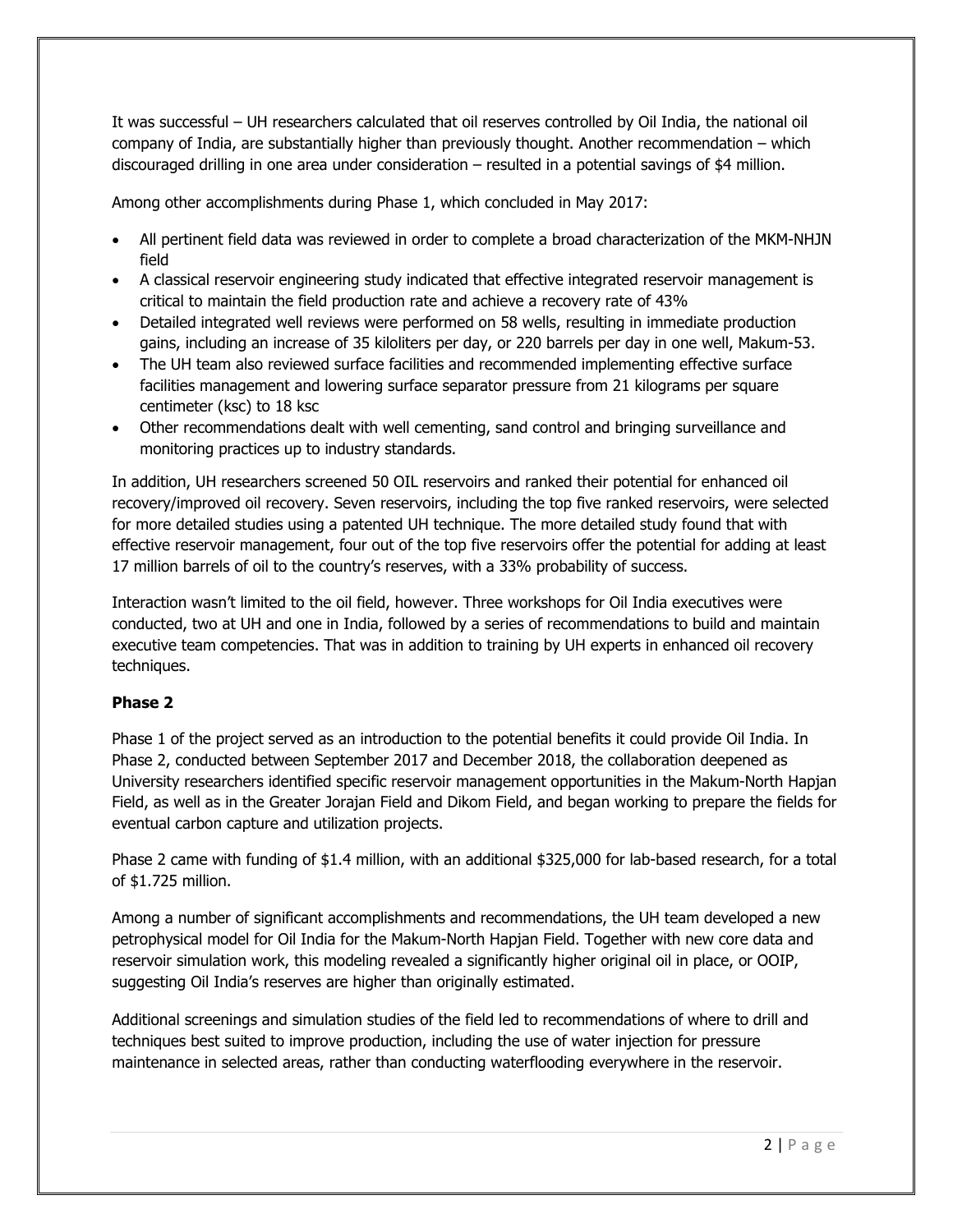It was successful – UH researchers calculated that oil reserves controlled by Oil India, the national oil company of India, are substantially higher than previously thought. Another recommendation – which discouraged drilling in one area under consideration – resulted in a potential savings of $4 million.

Among other accomplishments during Phase 1, which concluded in May 2017:

- All pertinent field data was reviewed in order to complete a broad characterization of the MKM-NHJN field
- A classical reservoir engineering study indicated that effective integrated reservoir management is critical to maintain the field production rate and achieve a recovery rate of 43%
- Detailed integrated well reviews were performed on 58 wells, resulting in immediate production gains, including an increase of 35 kiloliters per day, or 220 barrels per day in one well, Makum-53.
- The UH team also reviewed surface facilities and recommended implementing effective surface facilities management and lowering surface separator pressure from 21 kilograms per square centimeter (ksc) to 18 ksc
- Other recommendations dealt with well cementing, sand control and bringing surveillance and monitoring practices up to industry standards.

In addition, UH researchers screened 50 OIL reservoirs and ranked their potential for enhanced oil recovery/improved oil recovery. Seven reservoirs, including the top five ranked reservoirs, were selected for more detailed studies using a patented UH technique. The more detailed study found that with effective reservoir management, four out of the top five reservoirs offer the potential for adding at least 17 million barrels of oil to the country's reserves, with a 33% probability of success.

Interaction wasn't limited to the oil field, however. Three workshops for Oil India executives were conducted, two at UH and one in India, followed by a series of recommendations to build and maintain executive team competencies. That was in addition to training by UH experts in enhanced oil recovery techniques.

**Phase 2**

Phase 1 of the project served as an introduction to the potential benefits it could provide Oil India. In Phase 2, conducted between September 2017 and December 2018, the collaboration deepened as University researchers identified specific reservoir management opportunities in the Makum-North Hapjan Field, as well as in the Greater Jorajan Field and Dikom Field, and began working to prepare the fields for eventual carbon capture and utilization projects.

Phase 2 came with funding of $1.4 million, with an additional $325,000 for lab-based research, for a total of $1.725 million.

Among a number of significant accomplishments and recommendations, the UH team developed a new petrophysical model for Oil India for the Makum-North Hapjan Field. Together with new core data and reservoir simulation work, this modeling revealed a significantly higher original oil in place, or OOIP, suggesting Oil India's reserves are higher than originally estimated.

Additional screenings and simulation studies of the field led to recommendations of where to drill and techniques best suited to improve production, including the use of water injection for pressure maintenance in selected areas, rather than conducting waterflooding everywhere in the reservoir.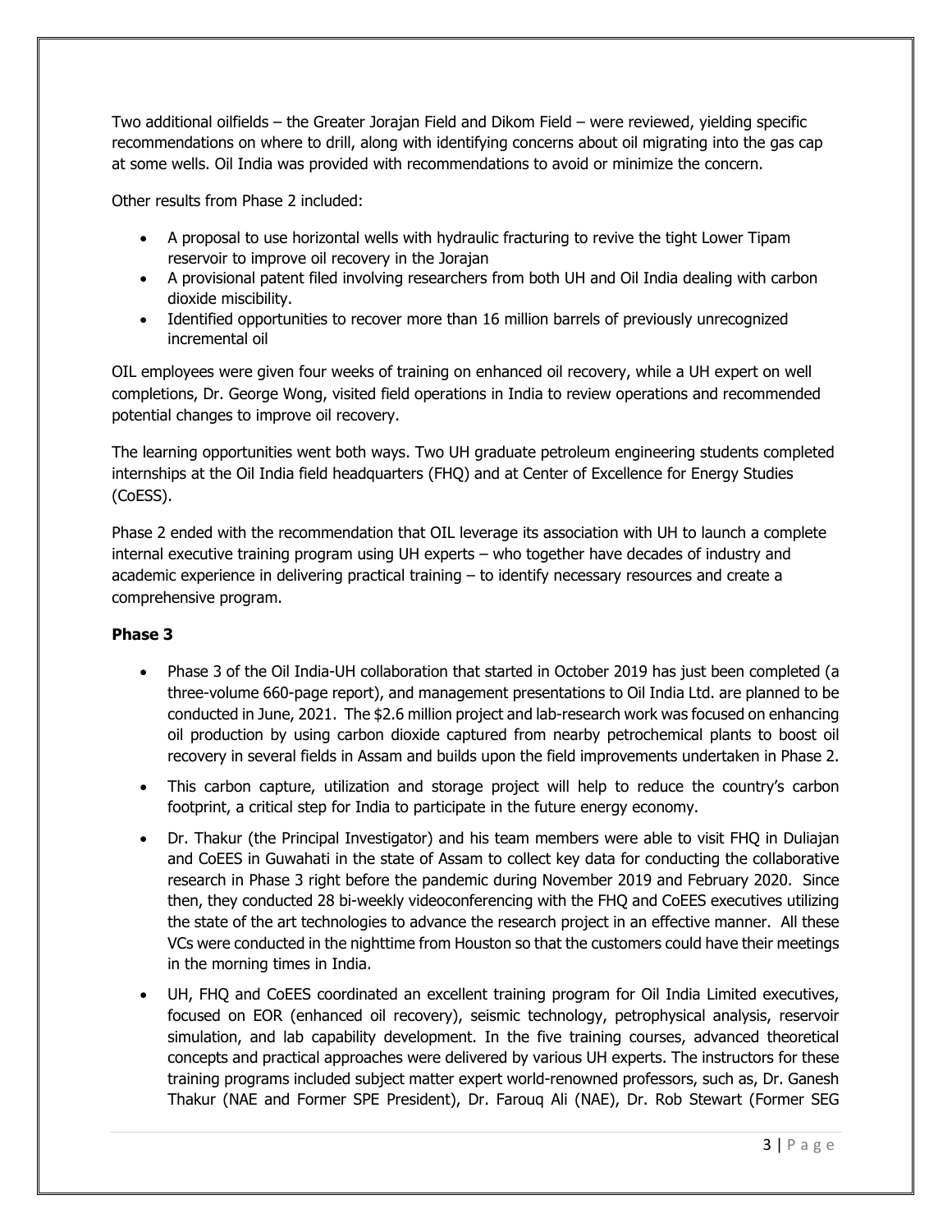Two additional oilfields – the Greater Jorajan Field and Dikom Field – were reviewed, yielding specific recommendations on where to drill, along with identifying concerns about oil migrating into the gas cap at some wells. Oil India was provided with recommendations to avoid or minimize the concern.

Other results from Phase 2 included:

- A proposal to use horizontal wells with hydraulic fracturing to revive the tight Lower Tipam reservoir to improve oil recovery in the Jorajan
- A provisional patent filed involving researchers from both UH and Oil India dealing with carbon dioxide miscibility.
- Identified opportunities to recover more than 16 million barrels of previously unrecognized incremental oil

OIL employees were given four weeks of training on enhanced oil recovery, while a UH expert on well completions, Dr. George Wong, visited field operations in India to review operations and recommended potential changes to improve oil recovery.

The learning opportunities went both ways. Two UH graduate petroleum engineering students completed internships at the Oil India field headquarters (FHQ) and at Center of Excellence for Energy Studies (CoESS).

Phase 2 ended with the recommendation that OIL leverage its association with UH to launch a complete internal executive training program using UH experts – who together have decades of industry and academic experience in delivering practical training – to identify necessary resources and create a comprehensive program.

**Phase 3**

- Phase 3 of the Oil India-UH collaboration that started in October 2019 has just been completed (a three-volume 660-page report), and management presentations to Oil India Ltd. are planned to be conducted in June, 2021. The $2.6 million project and lab-research work was focused on enhancing oil production by using carbon dioxide captured from nearby petrochemical plants to boost oil recovery in several fields in Assam and builds upon the field improvements undertaken in Phase 2.
- This carbon capture, utilization and storage project will help to reduce the country's carbon footprint, a critical step for India to participate in the future energy economy.
- Dr. Thakur (the Principal Investigator) and his team members were able to visit FHQ in Duliajan and CoEES in Guwahati in the state of Assam to collect key data for conducting the collaborative research in Phase 3 right before the pandemic during November 2019 and February 2020. Since then, they conducted 28 bi-weekly videoconferencing with the FHQ and CoEES executives utilizing the state of the art technologies to advance the research project in an effective manner. All these VCs were conducted in the nighttime from Houston so that the customers could have their meetings in the morning times in India.
- UH, FHQ and CoEES coordinated an excellent training program for Oil India Limited executives, focused on EOR (enhanced oil recovery), seismic technology, petrophysical analysis, reservoir simulation, and lab capability development. In the five training courses, advanced theoretical concepts and practical approaches were delivered by various UH experts. The instructors for these training programs included subject matter expert world-renowned professors, such as, Dr. Ganesh Thakur (NAE and Former SPE President), Dr. Farouq Ali (NAE), Dr. Rob Stewart (Former SEG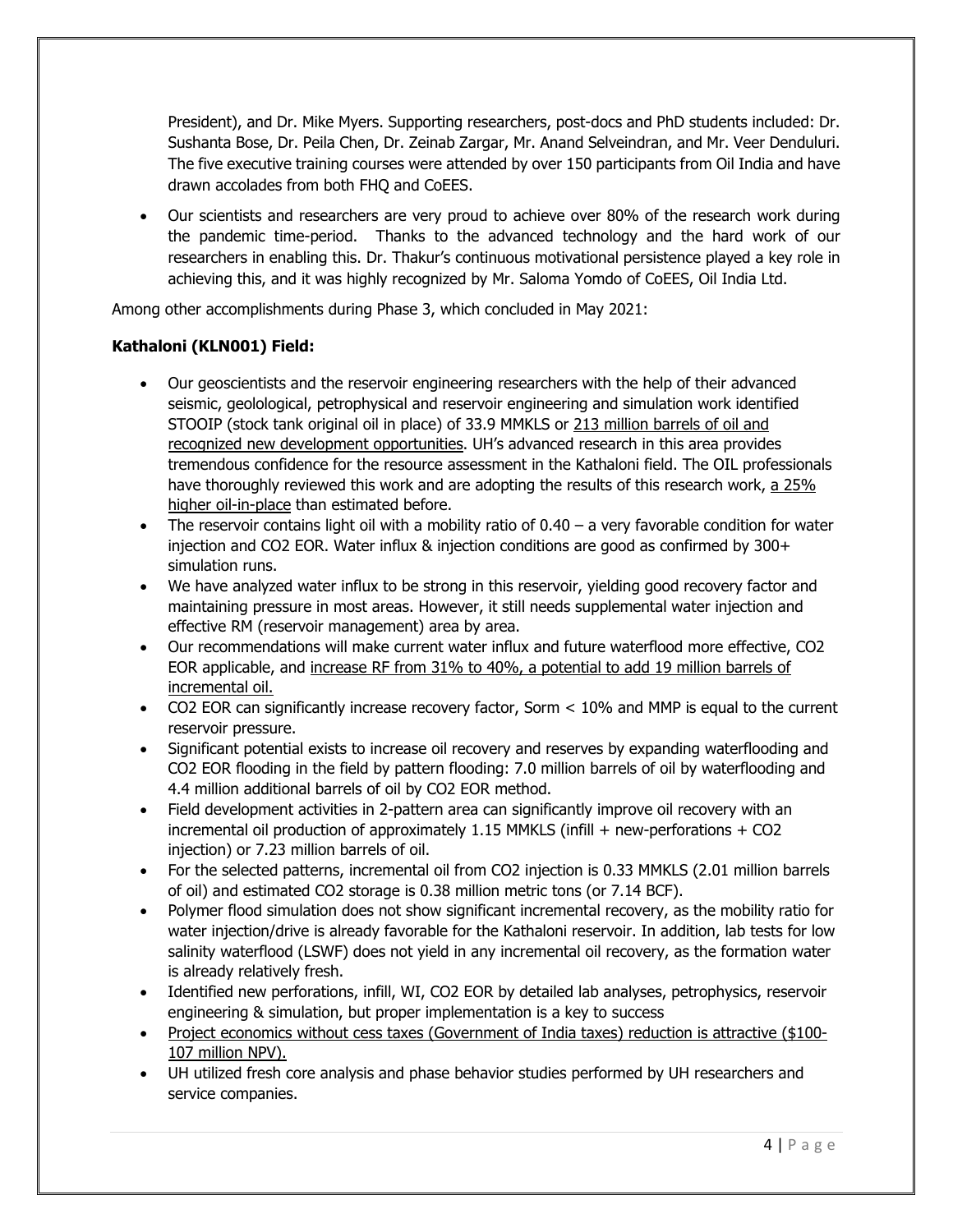President), and Dr. Mike Myers. Supporting researchers, post-docs and PhD students included: Dr. Sushanta Bose, Dr. Peila Chen, Dr. Zeinab Zargar, Mr. Anand Selveindran, and Mr. Veer Denduluri. The five executive training courses were attended by over 150 participants from Oil India and have drawn accolades from both FHQ and CoEES.

- Our scientists and researchers are very proud to achieve over 80% of the research work during the pandemic time-period. Thanks to the advanced technology and the hard work of our researchers in enabling this. Dr. Thakur's continuous motivational persistence played a key role in achieving this, and it was highly recognized by Mr. Saloma Yomdo of CoEES, Oil India Ltd.

Among other accomplishments during Phase 3, which concluded in May 2021:

**Kathaloni (KLN001) Field:**

- Our geoscientists and the reservoir engineering researchers with the help of their advanced seismic, geolological, petrophysical and reservoir engineering and simulation work identified STOOIP (stock tank original oil in place) of 33.9 MMKLS or <u>213 million barrels of oil and recognized new development opportunities</u>. UH's advanced research in this area provides tremendous confidence for the resource assessment in the Kathaloni field. The OIL professionals have thoroughly reviewed this work and are adopting the results of this research work, <u>a 25% higher oil-in-place</u> than estimated before.
- The reservoir contains light oil with a mobility ratio of 0.40 – a very favorable condition for water injection and $CO_2$ EOR. Water influx & injection conditions are good as confirmed by 300+ simulation runs.
- We have analyzed water influx to be strong in this reservoir, yielding good recovery factor and maintaining pressure in most areas. However, it still needs supplemental water injection and effective RM (reservoir management) area by area.
- Our recommendations will make current water influx and future waterflood more effective, $CO_2$ EOR applicable, and <u>increase RF from 31% to 40%, a potential to add 19 million barrels of incremental oil.</u>
- $CO_2$ EOR can significantly increase recovery factor, Sorm < 10% and MMP is equal to the current reservoir pressure.
- Significant potential exists to increase oil recovery and reserves by expanding waterflooding and $CO_2$ EOR flooding in the field by pattern flooding: 7.0 million barrels of oil by waterflooding and 4.4 million additional barrels of oil by $CO_2$ EOR method.
- Field development activities in 2-pattern area can significantly improve oil recovery with an incremental oil production of approximately 1.15 MMKLS (infill + new-perforations + $CO_2$ injection) or 7.23 million barrels of oil.
- For the selected patterns, incremental oil from $CO_2$ injection is 0.33 MMKLS (2.01 million barrels of oil) and estimated $CO_2$ storage is 0.38 million metric tons (or 7.14 BCF).
- Polymer flood simulation does not show significant incremental recovery, as the mobility ratio for water injection/drive is already favorable for the Kathaloni reservoir. In addition, lab tests for low salinity waterflood (LSWF) does not yield in any incremental oil recovery, as the formation water is already relatively fresh.
- Identified new perforations, infill, WI, $CO_2$ EOR by detailed lab analyses, petrophysics, reservoir engineering & simulation, but proper implementation is a key to success
- <u>Project economics without cess taxes (Government of India taxes) reduction is attractive ($100-107 million NPV).</u>
- UH utilized fresh core analysis and phase behavior studies performed by UH researchers and service companies.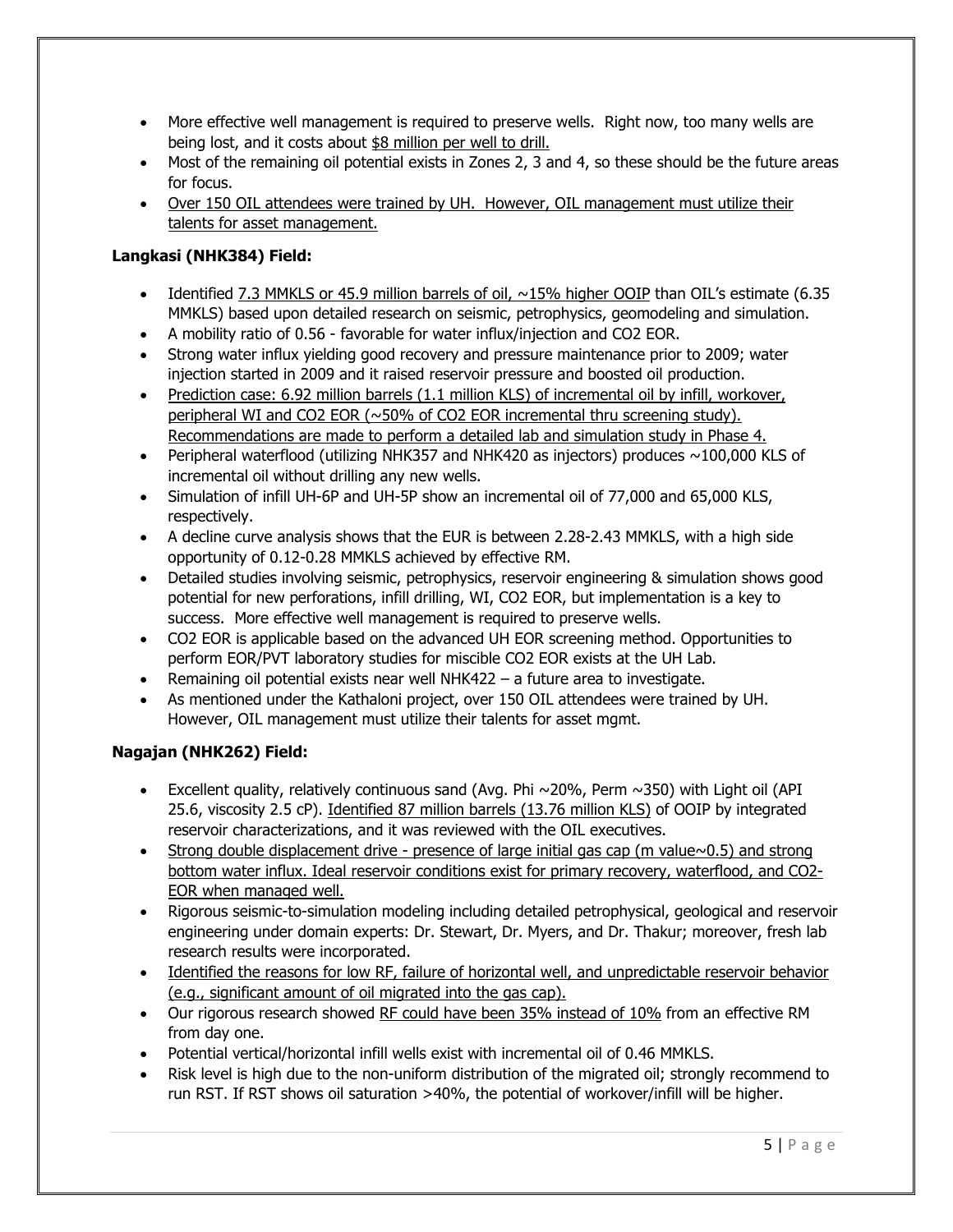- More effective well management is required to preserve wells. Right now, too many wells are being lost, and it costs about <u>$8 million per well to drill.</u>
- Most of the remaining oil potential exists in Zones 2, 3 and 4, so these should be the future areas for focus.
- <u>Over 150 OIL attendees were trained by UH. However, OIL management must utilize their talents for asset management.</u>

**Langkasi (NHK384) Field:**

- Identified <u>7.3 MMKLS or 45.9 million barrels of oil, ~15% higher OOIP</u> than OIL's estimate (6.35 MMKLS) based upon detailed research on seismic, petrophysics, geomodeling and simulation.
- A mobility ratio of 0.56 - favorable for water influx/injection and $CO_2$ EOR.
- Strong water influx yielding good recovery and pressure maintenance prior to 2009; water injection started in 2009 and it raised reservoir pressure and boosted oil production.
- <u>Prediction case: 6.92 million barrels (1.1 million KLS) of incremental oil by infill, workover, peripheral WI and $CO_2$ EOR (~50% of $CO_2$ EOR incremental thru screening study). Recommendations are made to perform a detailed lab and simulation study in Phase 4.</u>
- Peripheral waterflood (utilizing NHK357 and NHK420 as injectors) produces ~100,000 KLS of incremental oil without drilling any new wells.
- Simulation of infill UH-6P and UH-5P show an incremental oil of 77,000 and 65,000 KLS, respectively.
- A decline curve analysis shows that the EUR is between 2.28-2.43 MMKLS, with a high side opportunity of 0.12-0.28 MMKLS achieved by effective RM.
- Detailed studies involving seismic, petrophysics, reservoir engineering & simulation shows good potential for new perforations, infill drilling, WI, $CO_2$ EOR, but implementation is a key to success. More effective well management is required to preserve wells.
- $CO_2$ EOR is applicable based on the advanced UH EOR screening method. Opportunities to perform EOR/PVT laboratory studies for miscible $CO_2$ EOR exists at the UH Lab.
- Remaining oil potential exists near well NHK422 – a future area to investigate.
- As mentioned under the Kathaloni project, over 150 OIL attendees were trained by UH. However, OIL management must utilize their talents for asset mgmt.

**Nagajan (NHK262) Field:**

- Excellent quality, relatively continuous sand (Avg. Phi ~20%, Perm ~350) with Light oil (API 25.6, viscosity 2.5 cP). <u>Identified 87 million barrels (13.76 million KLS)</u> of OOIP by integrated reservoir characterizations, and it was reviewed with the OIL executives.
- <u>Strong double displacement drive - presence of large initial gas cap (m value~0.5) and strong bottom water influx. Ideal reservoir conditions exist for primary recovery, waterflood, and $CO_2$-EOR when managed well.</u>
- Rigorous seismic-to-simulation modeling including detailed petrophysical, geological and reservoir engineering under domain experts: Dr. Stewart, Dr. Myers, and Dr. Thakur; moreover, fresh lab research results were incorporated.
- <u>Identified the reasons for low RF, failure of horizontal well, and unpredictable reservoir behavior (e.g., significant amount of oil migrated into the gas cap).</u>
- Our rigorous research showed <u>RF could have been 35% instead of 10%</u> from an effective RM from day one.
- Potential vertical/horizontal infill wells exist with incremental oil of 0.46 MMKLS.
- Risk level is high due to the non-uniform distribution of the migrated oil; strongly recommend to run RST. If RST shows oil saturation >40%, the potential of workover/infill will be higher.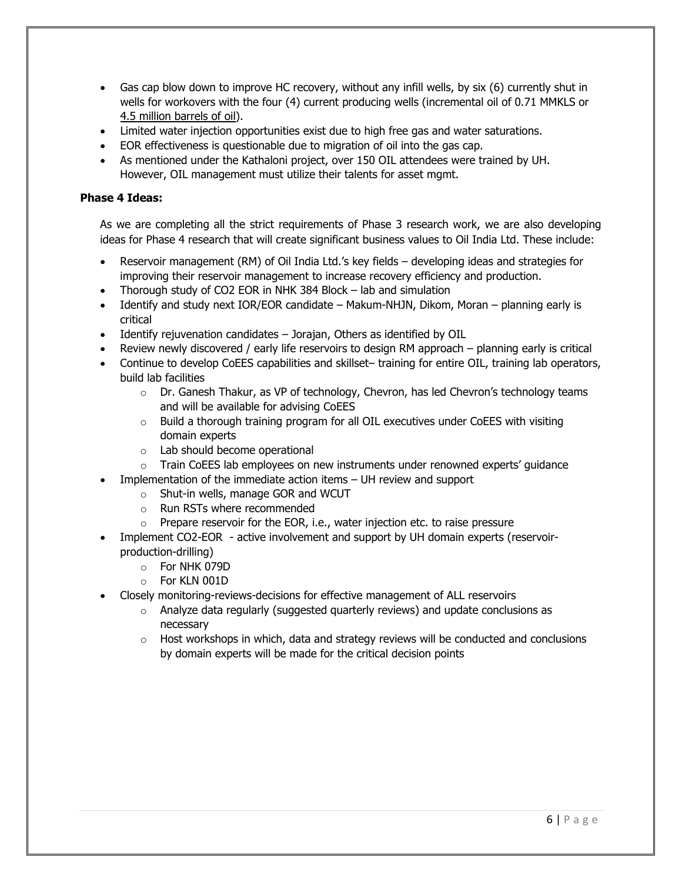- Gas cap blow down to improve HC recovery, without any infill wells, by six (6) currently shut in wells for workovers with the four (4) current producing wells (incremental oil of 0.71 MMKLS or 4.5 million barrels of oil).
- Limited water injection opportunities exist due to high free gas and water saturations.
- EOR effectiveness is questionable due to migration of oil into the gas cap.
- As mentioned under the Kathaloni project, over 150 OIL attendees were trained by UH. However, OIL management must utilize their talents for asset mgmt.

**Phase 4 Ideas:**

As we are completing all the strict requirements of Phase 3 research work, we are also developing ideas for Phase 4 research that will create significant business values to Oil India Ltd. These include:

- Reservoir management (RM) of Oil India Ltd.'s key fields – developing ideas and strategies for improving their reservoir management to increase recovery efficiency and production.
- Thorough study of $CO_2$ EOR in NHK 384 Block – lab and simulation
- Identify and study next IOR/EOR candidate – Makum-NHJN, Dikom, Moran – planning early is critical
- Identify rejuvenation candidates – Jorajan, Others as identified by OIL
- Review newly discovered / early life reservoirs to design RM approach – planning early is critical
- Continue to develop CoEES capabilities and skillset– training for entire OIL, training lab operators, build lab facilities
    - Dr. Ganesh Thakur, as VP of technology, Chevron, has led Chevron's technology teams and will be available for advising CoEES
    - Build a thorough training program for all OIL executives under CoEES with visiting domain experts
    - Lab should become operational
    - Train CoEES lab employees on new instruments under renowned experts' guidance
- Implementation of the immediate action items – UH review and support
    - Shut-in wells, manage GOR and WCUT
    - Run RSTs where recommended
    - Prepare reservoir for the EOR, i.e., water injection etc. to raise pressure
- Implement $CO_2$-EOR - active involvement and support by UH domain experts (reservoir-production-drilling)
    - For NHK 079D
    - For KLN 001D
- Closely monitoring-reviews-decisions for effective management of ALL reservoirs
    - Analyze data regularly (suggested quarterly reviews) and update conclusions as necessary
    - Host workshops in which, data and strategy reviews will be conducted and conclusions by domain experts will be made for the critical decision points